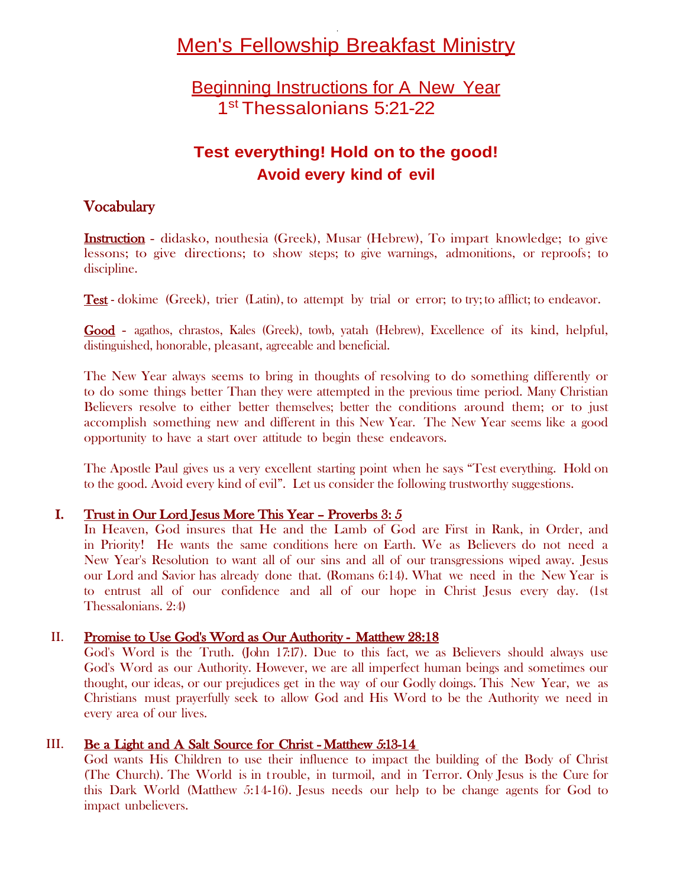# Men's Fellowship Breakfast Ministry

## Beginning Instructions for A New Year
## 1st Thessalonians 5:21-22

**Test everything! Hold on to the good!**
**Avoid every kind of evil**

### Vocabulary

**Instruction** - didasko, nouthesia (Greek), Musar (Hebrew), To impart knowledge; to give lessons; to give directions; to show steps; to give warnings, admonitions, or reproofs; to discipline.

**Test** - dokime (Greek), trier (Latin), to attempt by trial or error; to try; to afflict; to endeavor.

**Good** - agathos, chrastos, Kales (Greek), towb, yatah (Hebrew), Excellence of its kind, helpful, distinguished, honorable, pleasant, agreeable and beneficial.

The New Year always seems to bring in thoughts of resolving to do something differently or to do some things better Than they were attempted in the previous time period. Many Christian Believers resolve to either better themselves; better the conditions around them; or to just accomplish something new and different in this New Year. The New Year seems like a good opportunity to have a start over attitude to begin these endeavors.

The Apostle Paul gives us a very excellent starting point when he says "Test everything. Hold on to the good. Avoid every kind of evil". Let us consider the following trustworthy suggestions.

I. **Trust in Our Lord Jesus More This Year – Proverbs 3: 5**
In Heaven, God insures that He and the Lamb of God are First in Rank, in Order, and in Priority! He wants the same conditions here on Earth. We as Believers do not need a New Year's Resolution to want all of our sins and all of our transgressions wiped away. Jesus our Lord and Savior has already done that. (Romans 6:14). What we need in the New Year is to entrust all of our confidence and all of our hope in Christ Jesus every day. (1st Thessalonians. 2:4)

II. **Promise to Use God's Word as Our Authority - Matthew 28:18**
God's Word is the Truth. (John 17:17). Due to this fact, we as Believers should always use God's Word as our Authority. However, we are all imperfect human beings and sometimes our thought, our ideas, or our prejudices get in the way of our Godly doings. This New Year, we as Christians must prayerfully seek to allow God and His Word to be the Authority we need in every area of our lives.

III. **Be a Light and A Salt Source for Christ - Matthew 5:13-14**
God wants His Children to use their influence to impact the building of the Body of Christ (The Church). The World is in trouble, in turmoil, and in Terror. Only Jesus is the Cure for this Dark World (Matthew 5:14-16). Jesus needs our help to be change agents for God to impact unbelievers.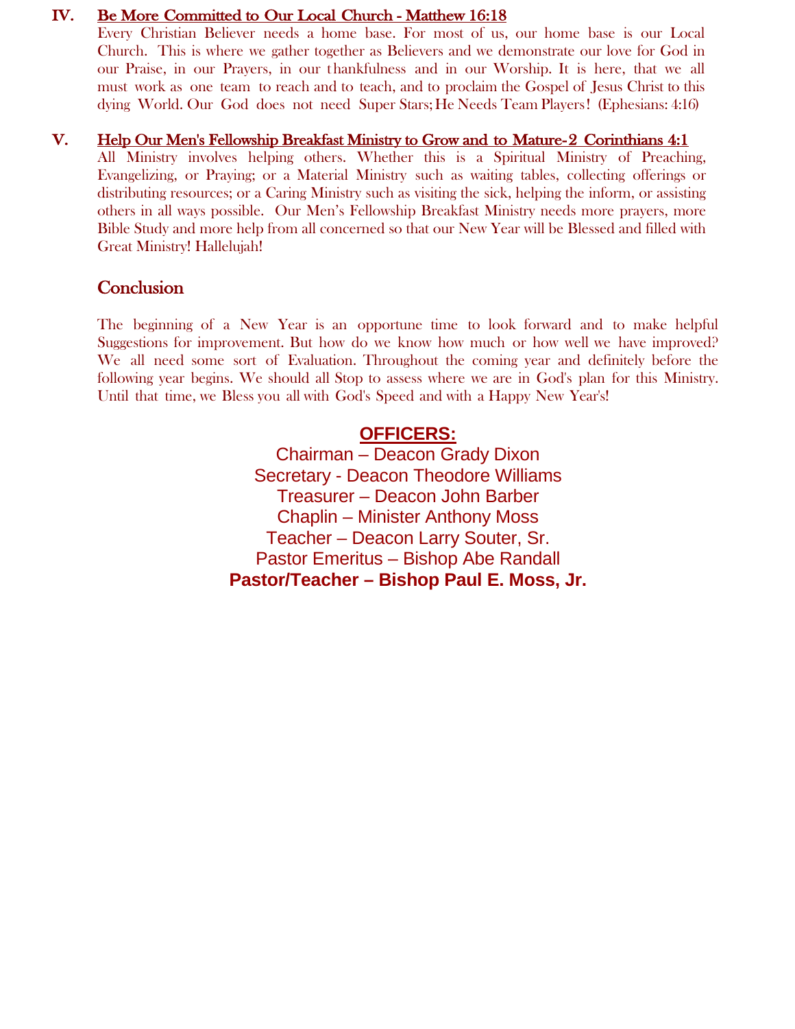## IV. Be More Committed to Our Local Church - Matthew 16:18

Every Christian Believer needs a home base. For most of us, our home base is our Local Church. This is where we gather together as Believers and we demonstrate our love for God in our Praise, in our Prayers, in our thankfulness and in our Worship. It is here, that we all must work as one team to reach and to teach, and to proclaim the Gospel of Jesus Christ to this dying World. Our God does not need Super Stars; He Needs Team Players! (Ephesians: 4:16)

## V. Help Our Men's Fellowship Breakfast Ministry to Grow and to Mature-2 Corinthians 4:1

All Ministry involves helping others. Whether this is a Spiritual Ministry of Preaching, Evangelizing, or Praying; or a Material Ministry such as waiting tables, collecting offerings or distributing resources; or a Caring Ministry such as visiting the sick, helping the inform, or assisting others in all ways possible. Our Men's Fellowship Breakfast Ministry needs more prayers, more Bible Study and more help from all concerned so that our New Year will be Blessed and filled with Great Ministry! Hallelujah!

## Conclusion

The beginning of a New Year is an opportune time to look forward and to make helpful Suggestions for improvement. But how do we know how much or how well we have improved? We all need some sort of Evaluation. Throughout the coming year and definitely before the following year begins. We should all Stop to assess where we are in God's plan for this Ministry. Until that time, we Bless you all with God's Speed and with a Happy New Year's!

**OFFICERS:**

Chairman – Deacon Grady Dixon
Secretary - Deacon Theodore Williams
Treasurer – Deacon John Barber
Chaplin – Minister Anthony Moss
Teacher – Deacon Larry Souter, Sr.
Pastor Emeritus – Bishop Abe Randall
**Pastor/Teacher – Bishop Paul E. Moss, Jr.**